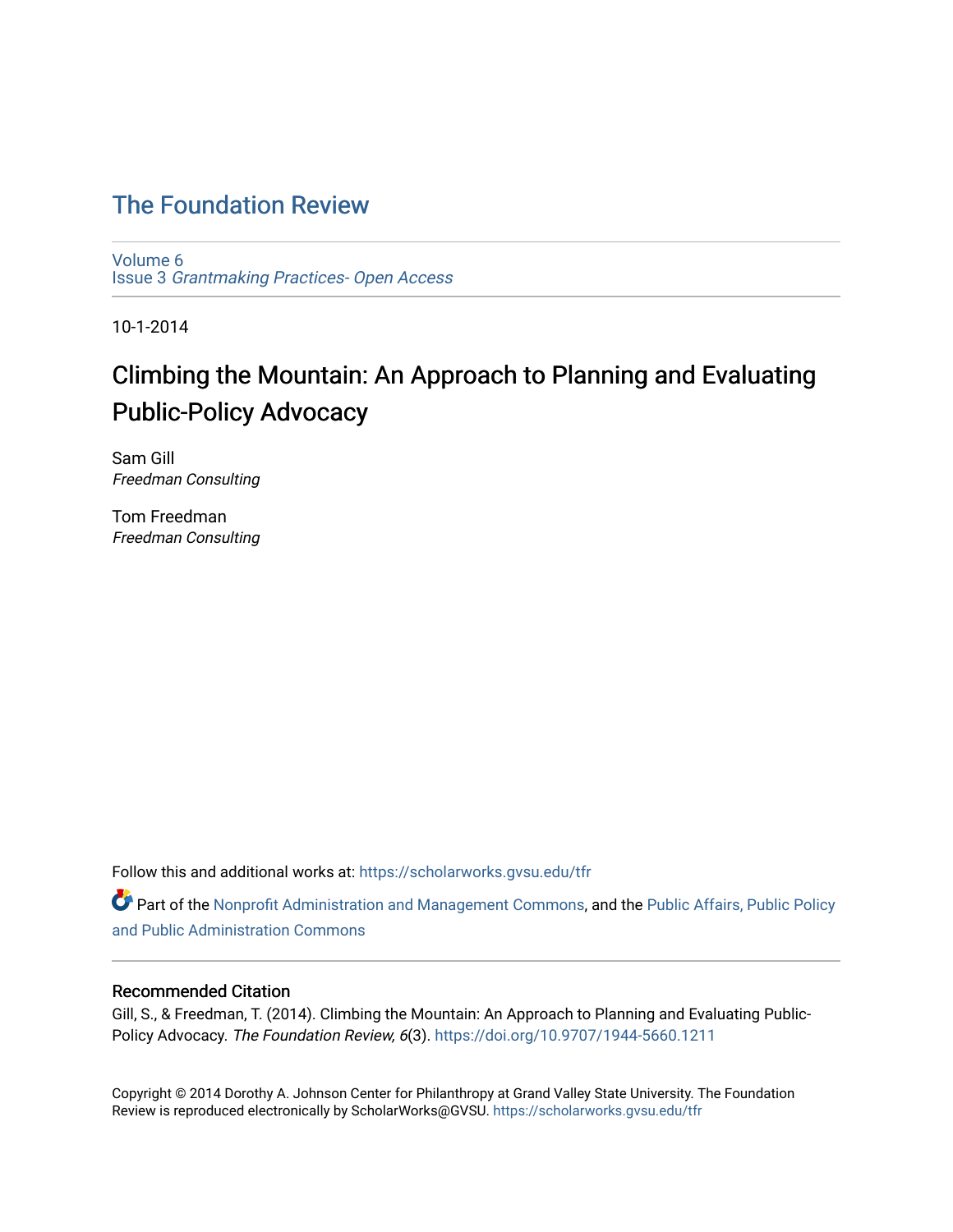# The Foundation Review

Volume 6
Issue 3 *Grantmaking Practices- Open Access*

10-1-2014

## Climbing the Mountain: An Approach to Planning and Evaluating Public-Policy Advocacy

Sam Gill
*Freedman Consulting*

Tom Freedman
*Freedman Consulting*

Follow this and additional works at: https://scholarworks.gvsu.edu/tfr

Part of the Nonprofit Administration and Management Commons, and the Public Affairs, Public Policy and Public Administration Commons

### Recommended Citation

Gill, S., & Freedman, T. (2014). Climbing the Mountain: An Approach to Planning and Evaluating Public-Policy Advocacy. *The Foundation Review, 6*(3). https://doi.org/10.9707/1944-5660.1211

Copyright © 2014 Dorothy A. Johnson Center for Philanthropy at Grand Valley State University. The Foundation Review is reproduced electronically by ScholarWorks@GVSU. https://scholarworks.gvsu.edu/tfr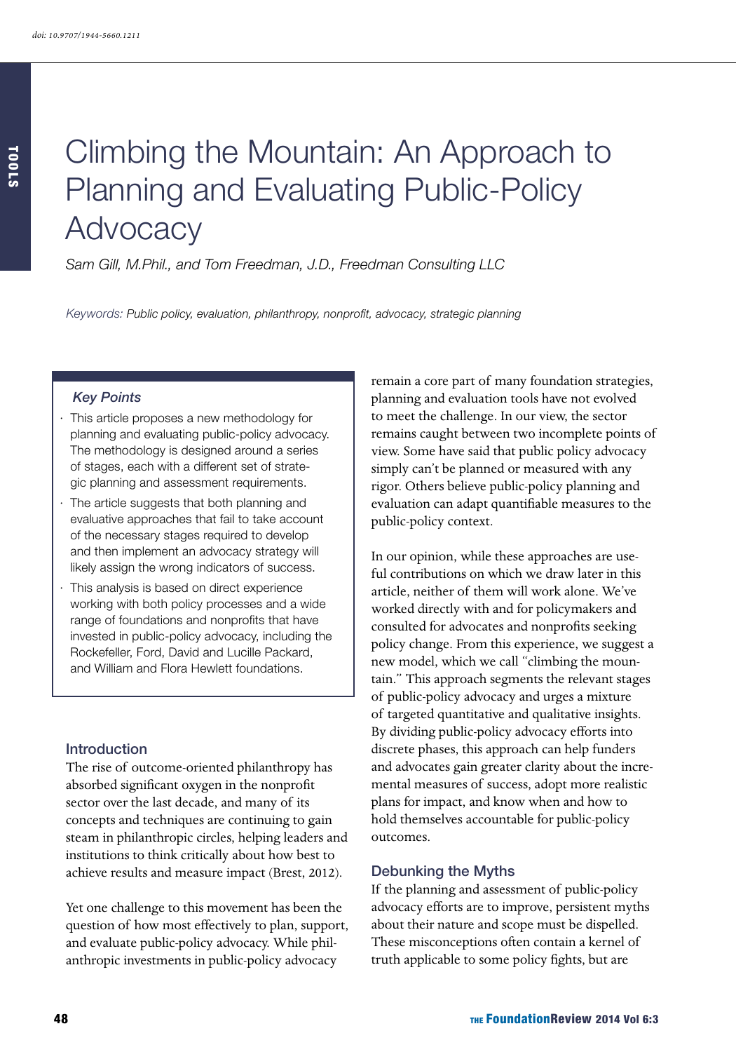doi: 10.9707/1944-5660.1211

# Climbing the Mountain: An Approach to Planning and Evaluating Public-Policy Advocacy

*Sam Gill, M.Phil., and Tom Freedman, J.D., Freedman Consulting LLC*

*Keywords: Public policy, evaluation, philanthropy, nonprofit, advocacy, strategic planning*

> ***Key Points***
>
> - This article proposes a new methodology for planning and evaluating public-policy advocacy. The methodology is designed around a series of stages, each with a different set of strategic planning and assessment requirements.
> - The article suggests that both planning and evaluative approaches that fail to take account of the necessary stages required to develop and then implement an advocacy strategy will likely assign the wrong indicators of success.
> - This analysis is based on direct experience working with both policy processes and a wide range of foundations and nonprofits that have invested in public-policy advocacy, including the Rockefeller, Ford, David and Lucille Packard, and William and Flora Hewlett foundations.

## Introduction

The rise of outcome-oriented philanthropy has absorbed significant oxygen in the nonprofit sector over the last decade, and many of its concepts and techniques are continuing to gain steam in philanthropic circles, helping leaders and institutions to think critically about how best to achieve results and measure impact (Brest, 2012).

Yet one challenge to this movement has been the question of how most effectively to plan, support, and evaluate public-policy advocacy. While philanthropic investments in public-policy advocacy remain a core part of many foundation strategies, planning and evaluation tools have not evolved to meet the challenge. In our view, the sector remains caught between two incomplete points of view. Some have said that public policy advocacy simply can't be planned or measured with any rigor. Others believe public-policy planning and evaluation can adapt quantifiable measures to the public-policy context.

In our opinion, while these approaches are useful contributions on which we draw later in this article, neither of them will work alone. We've worked directly with and for policymakers and consulted for advocates and nonprofits seeking policy change. From this experience, we suggest a new model, which we call "climbing the mountain." This approach segments the relevant stages of public-policy advocacy and urges a mixture of targeted quantitative and qualitative insights. By dividing public-policy advocacy efforts into discrete phases, this approach can help funders and advocates gain greater clarity about the incremental measures of success, adopt more realistic plans for impact, and know when and how to hold themselves accountable for public-policy outcomes.

## Debunking the Myths

If the planning and assessment of public-policy advocacy efforts are to improve, persistent myths about their nature and scope must be dispelled. These misconceptions often contain a kernel of truth applicable to some policy fights, but are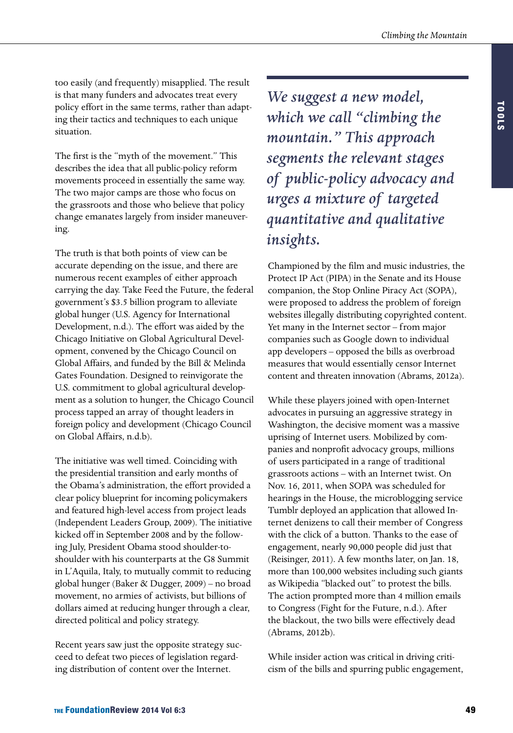too easily (and frequently) misapplied. The result is that many funders and advocates treat every policy effort in the same terms, rather than adapting their tactics and techniques to each unique situation.

The first is the "myth of the movement." This describes the idea that all public-policy reform movements proceed in essentially the same way. The two major camps are those who focus on the grassroots and those who believe that policy change emanates largely from insider maneuvering.

The truth is that both points of view can be accurate depending on the issue, and there are numerous recent examples of either approach carrying the day. Take Feed the Future, the federal government's $3.5 billion program to alleviate global hunger (U.S. Agency for International Development, n.d.). The effort was aided by the Chicago Initiative on Global Agricultural Development, convened by the Chicago Council on Global Affairs, and funded by the Bill & Melinda Gates Foundation. Designed to reinvigorate the U.S. commitment to global agricultural development as a solution to hunger, the Chicago Council process tapped an array of thought leaders in foreign policy and development (Chicago Council on Global Affairs, n.d.b).

The initiative was well timed. Coinciding with the presidential transition and early months of the Obama's administration, the effort provided a clear policy blueprint for incoming policymakers and featured high-level access from project leads (Independent Leaders Group, 2009). The initiative kicked off in September 2008 and by the following July, President Obama stood shoulder-to-shoulder with his counterparts at the G8 Summit in L'Aquila, Italy, to mutually commit to reducing global hunger (Baker & Dugger, 2009) – no broad movement, no armies of activists, but billions of dollars aimed at reducing hunger through a clear, directed political and policy strategy.

Recent years saw just the opposite strategy succeed to defeat two pieces of legislation regarding distribution of content over the Internet.

> *We suggest a new model, which we call "climbing the mountain." This approach segments the relevant stages of public-policy advocacy and urges a mixture of targeted quantitative and qualitative insights.*

Championed by the film and music industries, the Protect IP Act (PIPA) in the Senate and its House companion, the Stop Online Piracy Act (SOPA), were proposed to address the problem of foreign websites illegally distributing copyrighted content. Yet many in the Internet sector – from major companies such as Google down to individual app developers – opposed the bills as overbroad measures that would essentially censor Internet content and threaten innovation (Abrams, 2012a).

While these players joined with open-Internet advocates in pursuing an aggressive strategy in Washington, the decisive moment was a massive uprising of Internet users. Mobilized by companies and nonprofit advocacy groups, millions of users participated in a range of traditional grassroots actions – with an Internet twist. On Nov. 16, 2011, when SOPA was scheduled for hearings in the House, the microblogging service Tumblr deployed an application that allowed Internet denizens to call their member of Congress with the click of a button. Thanks to the ease of engagement, nearly 90,000 people did just that (Reisinger, 2011). A few months later, on Jan. 18, more than 100,000 websites including such giants as Wikipedia "blacked out" to protest the bills. The action prompted more than 4 million emails to Congress (Fight for the Future, n.d.). After the blackout, the two bills were effectively dead (Abrams, 2012b).

While insider action was critical in driving criticism of the bills and spurring public engagement,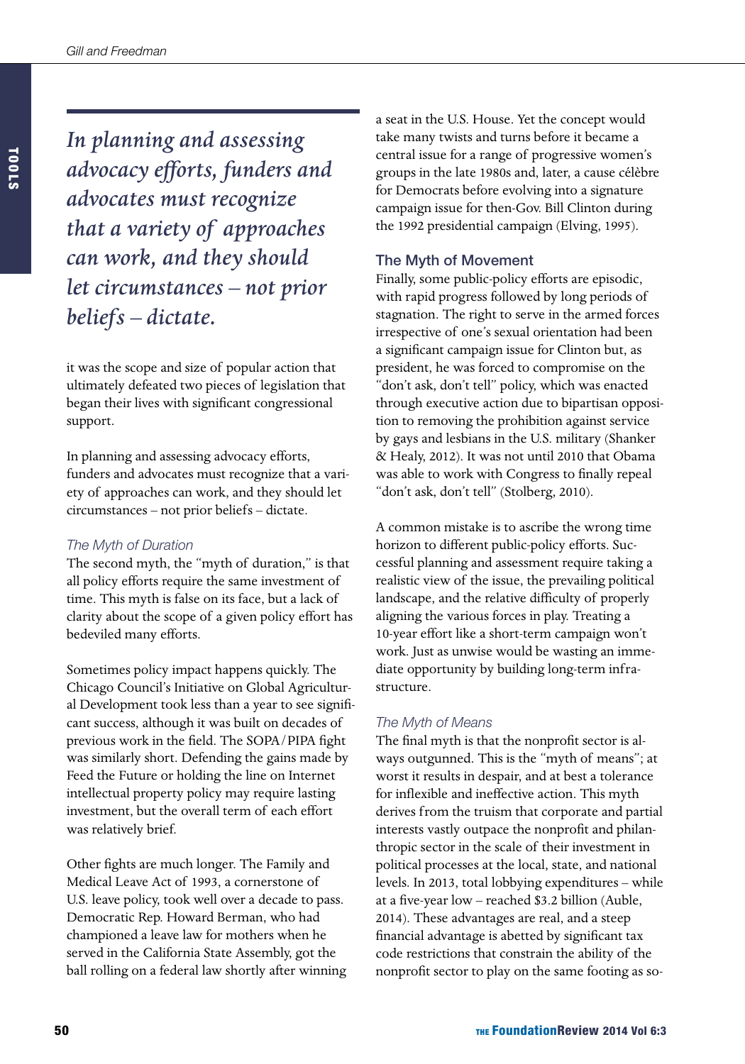*In planning and assessing advocacy efforts, funders and advocates must recognize that a variety of approaches can work, and they should let circumstances – not prior beliefs – dictate.*

it was the scope and size of popular action that ultimately defeated two pieces of legislation that began their lives with significant congressional support.

In planning and assessing advocacy efforts, funders and advocates must recognize that a variety of approaches can work, and they should let circumstances – not prior beliefs – dictate.

### *The Myth of Duration*

The second myth, the "myth of duration," is that all policy efforts require the same investment of time. This myth is false on its face, but a lack of clarity about the scope of a given policy effort has bedeviled many efforts.

Sometimes policy impact happens quickly. The Chicago Council's Initiative on Global Agricultural Development took less than a year to see significant success, although it was built on decades of previous work in the field. The SOPA/PIPA fight was similarly short. Defending the gains made by Feed the Future or holding the line on Internet intellectual property policy may require lasting investment, but the overall term of each effort was relatively brief.

Other fights are much longer. The Family and Medical Leave Act of 1993, a cornerstone of U.S. leave policy, took well over a decade to pass. Democratic Rep. Howard Berman, who had championed a leave law for mothers when he served in the California State Assembly, got the ball rolling on a federal law shortly after winning a seat in the U.S. House. Yet the concept would take many twists and turns before it became a central issue for a range of progressive women's groups in the late 1980s and, later, a cause célèbre for Democrats before evolving into a signature campaign issue for then-Gov. Bill Clinton during the 1992 presidential campaign (Elving, 1995).

### The Myth of Movement

Finally, some public-policy efforts are episodic, with rapid progress followed by long periods of stagnation. The right to serve in the armed forces irrespective of one's sexual orientation had been a significant campaign issue for Clinton but, as president, he was forced to compromise on the "don't ask, don't tell" policy, which was enacted through executive action due to bipartisan opposition to removing the prohibition against service by gays and lesbians in the U.S. military (Shanker & Healy, 2012). It was not until 2010 that Obama was able to work with Congress to finally repeal "don't ask, don't tell" (Stolberg, 2010).

A common mistake is to ascribe the wrong time horizon to different public-policy efforts. Successful planning and assessment require taking a realistic view of the issue, the prevailing political landscape, and the relative difficulty of properly aligning the various forces in play. Treating a 10-year effort like a short-term campaign won't work. Just as unwise would be wasting an immediate opportunity by building long-term infrastructure.

### *The Myth of Means*

The final myth is that the nonprofit sector is always outgunned. This is the "myth of means"; at worst it results in despair, and at best a tolerance for inflexible and ineffective action. This myth derives from the truism that corporate and partial interests vastly outpace the nonprofit and philanthropic sector in the scale of their investment in political processes at the local, state, and national levels. In 2013, total lobbying expenditures – while at a five-year low – reached $3.2 billion (Auble, 2014). These advantages are real, and a steep financial advantage is abetted by significant tax code restrictions that constrain the ability of the nonprofit sector to play on the same footing as so-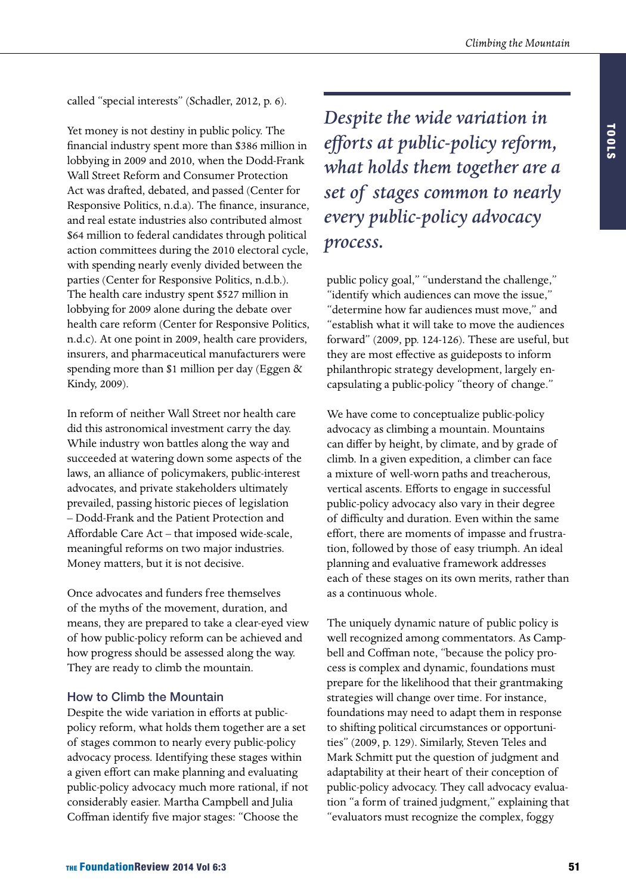called "special interests" (Schadler, 2012, p. 6).

Yet money is not destiny in public policy. The financial industry spent more than $386 million in lobbying in 2009 and 2010, when the Dodd-Frank Wall Street Reform and Consumer Protection Act was drafted, debated, and passed (Center for Responsive Politics, n.d.a). The finance, insurance, and real estate industries also contributed almost $64 million to federal candidates through political action committees during the 2010 electoral cycle, with spending nearly evenly divided between the parties (Center for Responsive Politics, n.d.b.). The health care industry spent $527 million in lobbying for 2009 alone during the debate over health care reform (Center for Responsive Politics, n.d.c). At one point in 2009, health care providers, insurers, and pharmaceutical manufacturers were spending more than $1 million per day (Eggen & Kindy, 2009).

In reform of neither Wall Street nor health care did this astronomical investment carry the day. While industry won battles along the way and succeeded at watering down some aspects of the laws, an alliance of policymakers, public-interest advocates, and private stakeholders ultimately prevailed, passing historic pieces of legislation – Dodd-Frank and the Patient Protection and Affordable Care Act – that imposed wide-scale, meaningful reforms on two major industries. Money matters, but it is not decisive.

Once advocates and funders free themselves of the myths of the movement, duration, and means, they are prepared to take a clear-eyed view of how public-policy reform can be achieved and how progress should be assessed along the way. They are ready to climb the mountain.

### How to Climb the Mountain

Despite the wide variation in efforts at public-policy reform, what holds them together are a set of stages common to nearly every public-policy advocacy process. Identifying these stages within a given effort can make planning and evaluating public-policy advocacy much more rational, if not considerably easier. Martha Campbell and Julia Coffman identify five major stages: "Choose the public policy goal," "understand the challenge," "identify which audiences can move the issue," "determine how far audiences must move," and "establish what it will take to move the audiences forward" (2009, pp. 124-126). These are useful, but they are most effective as guideposts to inform philanthropic strategy development, largely encapsulating a public-policy "theory of change."

> *Despite the wide variation in efforts at public-policy reform, what holds them together are a set of stages common to nearly every public-policy advocacy process.*

We have come to conceptualize public-policy advocacy as climbing a mountain. Mountains can differ by height, by climate, and by grade of climb. In a given expedition, a climber can face a mixture of well-worn paths and treacherous, vertical ascents. Efforts to engage in successful public-policy advocacy also vary in their degree of difficulty and duration. Even within the same effort, there are moments of impasse and frustration, followed by those of easy triumph. An ideal planning and evaluative framework addresses each of these stages on its own merits, rather than as a continuous whole.

The uniquely dynamic nature of public policy is well recognized among commentators. As Campbell and Coffman note, "because the policy process is complex and dynamic, foundations must prepare for the likelihood that their grantmaking strategies will change over time. For instance, foundations may need to adapt them in response to shifting political circumstances or opportunities" (2009, p. 129). Similarly, Steven Teles and Mark Schmitt put the question of judgment and adaptability at their heart of their conception of public-policy advocacy. They call advocacy evaluation "a form of trained judgment," explaining that "evaluators must recognize the complex, foggy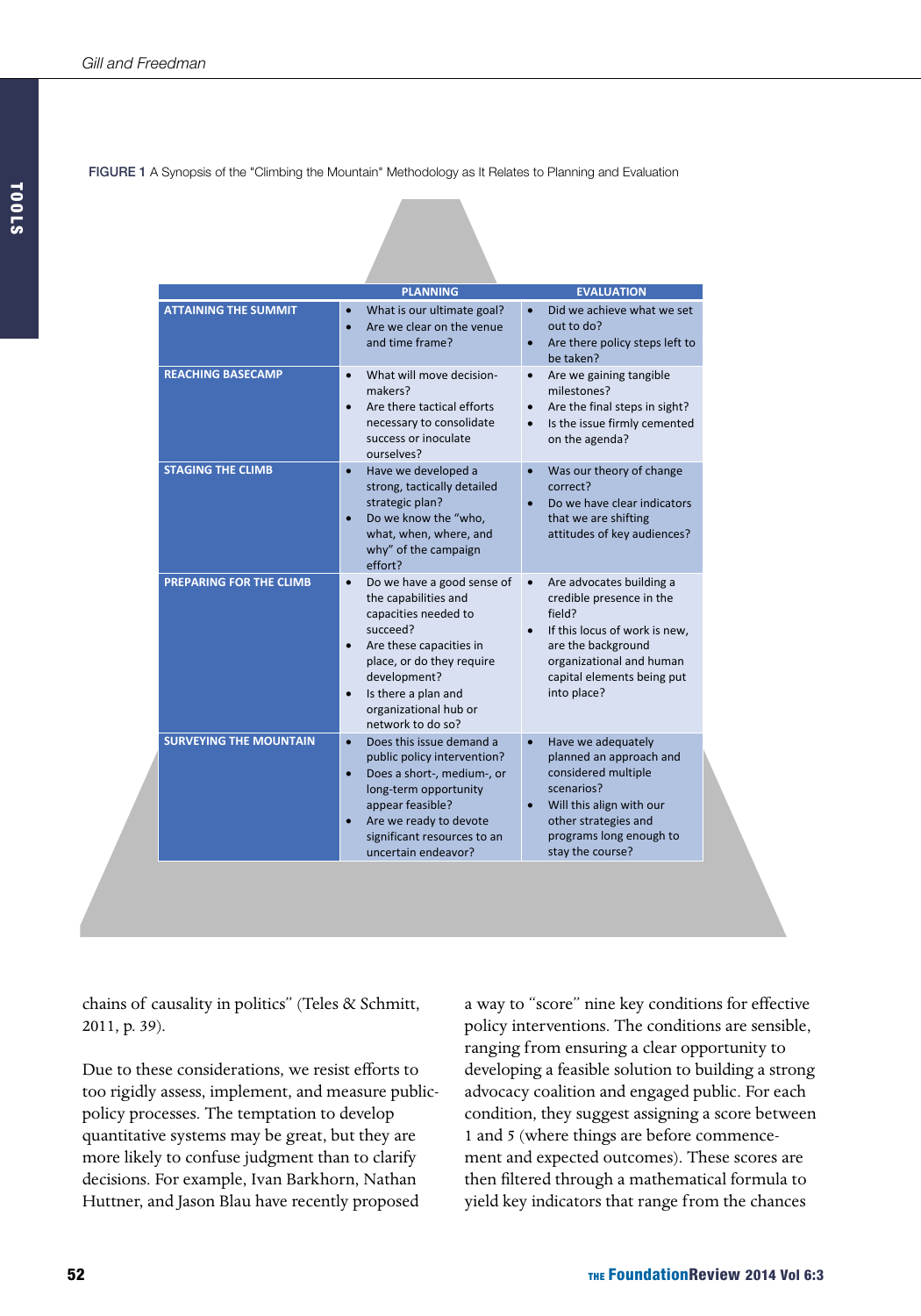FIGURE 1 A Synopsis of the "Climbing the Mountain" Methodology as It Relates to Planning and Evaluation

| | PLANNING | EVALUATION |
|---|---|---|
| ATTAINING THE SUMMIT | • What is our ultimate goal?<br>• Are we clear on the venue and time frame? | • Did we achieve what we set out to do?<br>• Are there policy steps left to be taken? |
| REACHING BASECAMP | • What will move decision-makers?<br>• Are there tactical efforts necessary to consolidate success or inoculate ourselves? | • Are we gaining tangible milestones?<br>• Are the final steps in sight?<br>• Is the issue firmly cemented on the agenda? |
| STAGING THE CLIMB | • Have we developed a strong, tactically detailed strategic plan?<br>• Do we know the "who, what, when, where, and why" of the campaign effort? | • Was our theory of change correct?<br>• Do we have clear indicators that we are shifting attitudes of key audiences? |
| PREPARING FOR THE CLIMB | • Do we have a good sense of the capabilities and capacities needed to succeed?<br>• Are these capacities in place, or do they require development?<br>• Is there a plan and organizational hub or network to do so? | • Are advocates building a credible presence in the field?<br>• If this locus of work is new, are the background organizational and human capital elements being put into place? |
| SURVEYING THE MOUNTAIN | • Does this issue demand a public policy intervention?<br>• Does a short-, medium-, or long-term opportunity appear feasible?<br>• Are we ready to devote significant resources to an uncertain endeavor? | • Have we adequately planned an approach and considered multiple scenarios?<br>• Will this align with our other strategies and programs long enough to stay the course? |

chains of causality in politics" (Teles & Schmitt, 2011, p. 39).

Due to these considerations, we resist efforts to too rigidly assess, implement, and measure public-policy processes. The temptation to develop quantitative systems may be great, but they are more likely to confuse judgment than to clarify decisions. For example, Ivan Barkhorn, Nathan Huttner, and Jason Blau have recently proposed a way to "score" nine key conditions for effective policy interventions. The conditions are sensible, ranging from ensuring a clear opportunity to developing a feasible solution to building a strong advocacy coalition and engaged public. For each condition, they suggest assigning a score between 1 and 5 (where things are before commencement and expected outcomes). These scores are then filtered through a mathematical formula to yield key indicators that range from the chances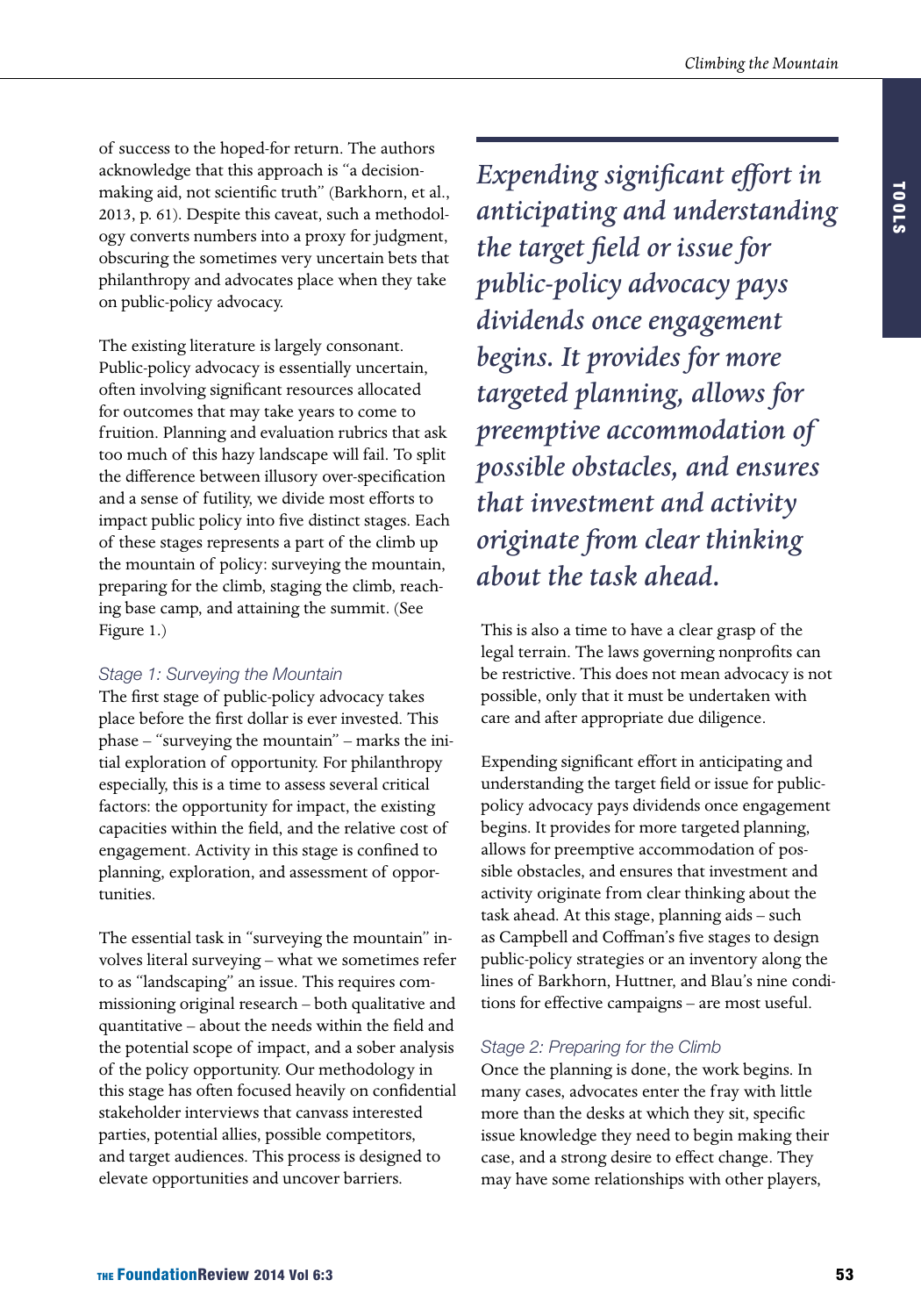of success to the hoped-for return. The authors acknowledge that this approach is "a decision-making aid, not scientific truth" (Barkhorn, et al., 2013, p. 61). Despite this caveat, such a methodology converts numbers into a proxy for judgment, obscuring the sometimes very uncertain bets that philanthropy and advocates place when they take on public-policy advocacy.

The existing literature is largely consonant. Public-policy advocacy is essentially uncertain, often involving significant resources allocated for outcomes that may take years to come to fruition. Planning and evaluation rubrics that ask too much of this hazy landscape will fail. To split the difference between illusory over-specification and a sense of futility, we divide most efforts to impact public policy into five distinct stages. Each of these stages represents a part of the climb up the mountain of policy: surveying the mountain, preparing for the climb, staging the climb, reaching base camp, and attaining the summit. (See Figure 1.)

### Stage 1: Surveying the Mountain

The first stage of public-policy advocacy takes place before the first dollar is ever invested. This phase – "surveying the mountain" – marks the initial exploration of opportunity. For philanthropy especially, this is a time to assess several critical factors: the opportunity for impact, the existing capacities within the field, and the relative cost of engagement. Activity in this stage is confined to planning, exploration, and assessment of opportunities.

The essential task in "surveying the mountain" involves literal surveying – what we sometimes refer to as "landscaping" an issue. This requires commissioning original research – both qualitative and quantitative – about the needs within the field and the potential scope of impact, and a sober analysis of the policy opportunity. Our methodology in this stage has often focused heavily on confidential stakeholder interviews that canvass interested parties, potential allies, possible competitors, and target audiences. This process is designed to elevate opportunities and uncover barriers.

*Expending significant effort in anticipating and understanding the target field or issue for public-policy advocacy pays dividends once engagement begins. It provides for more targeted planning, allows for preemptive accommodation of possible obstacles, and ensures that investment and activity originate from clear thinking about the task ahead.*

This is also a time to have a clear grasp of the legal terrain. The laws governing nonprofits can be restrictive. This does not mean advocacy is not possible, only that it must be undertaken with care and after appropriate due diligence.

Expending significant effort in anticipating and understanding the target field or issue for public-policy advocacy pays dividends once engagement begins. It provides for more targeted planning, allows for preemptive accommodation of possible obstacles, and ensures that investment and activity originate from clear thinking about the task ahead. At this stage, planning aids – such as Campbell and Coffman's five stages to design public-policy strategies or an inventory along the lines of Barkhorn, Huttner, and Blau's nine conditions for effective campaigns – are most useful.

### Stage 2: Preparing for the Climb

Once the planning is done, the work begins. In many cases, advocates enter the fray with little more than the desks at which they sit, specific issue knowledge they need to begin making their case, and a strong desire to effect change. They may have some relationships with other players,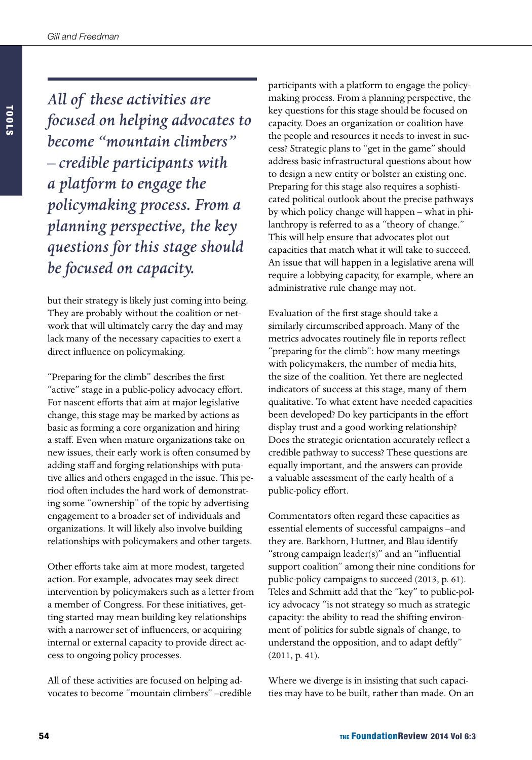*All of these activities are focused on helping advocates to become "mountain climbers" – credible participants with a platform to engage the policymaking process. From a planning perspective, the key questions for this stage should be focused on capacity.*

but their strategy is likely just coming into being. They are probably without the coalition or network that will ultimately carry the day and may lack many of the necessary capacities to exert a direct influence on policymaking.

"Preparing for the climb" describes the first "active" stage in a public-policy advocacy effort. For nascent efforts that aim at major legislative change, this stage may be marked by actions as basic as forming a core organization and hiring a staff. Even when mature organizations take on new issues, their early work is often consumed by adding staff and forging relationships with putative allies and others engaged in the issue. This period often includes the hard work of demonstrating some "ownership" of the topic by advertising engagement to a broader set of individuals and organizations. It will likely also involve building relationships with policymakers and other targets.

Other efforts take aim at more modest, targeted action. For example, advocates may seek direct intervention by policymakers such as a letter from a member of Congress. For these initiatives, getting started may mean building key relationships with a narrower set of influencers, or acquiring internal or external capacity to provide direct access to ongoing policy processes.

All of these activities are focused on helping advocates to become "mountain climbers" –credible participants with a platform to engage the policymaking process. From a planning perspective, the key questions for this stage should be focused on capacity. Does an organization or coalition have the people and resources it needs to invest in success? Strategic plans to "get in the game" should address basic infrastructural questions about how to design a new entity or bolster an existing one. Preparing for this stage also requires a sophisticated political outlook about the precise pathways by which policy change will happen – what in philanthropy is referred to as a "theory of change." This will help ensure that advocates plot out capacities that match what it will take to succeed. An issue that will happen in a legislative arena will require a lobbying capacity, for example, where an administrative rule change may not.

Evaluation of the first stage should take a similarly circumscribed approach. Many of the metrics advocates routinely file in reports reflect "preparing for the climb": how many meetings with policymakers, the number of media hits, the size of the coalition. Yet there are neglected indicators of success at this stage, many of them qualitative. To what extent have needed capacities been developed? Do key participants in the effort display trust and a good working relationship? Does the strategic orientation accurately reflect a credible pathway to success? These questions are equally important, and the answers can provide a valuable assessment of the early health of a public-policy effort.

Commentators often regard these capacities as essential elements of successful campaigns –and they are. Barkhorn, Huttner, and Blau identify "strong campaign leader(s)" and an "influential support coalition" among their nine conditions for public-policy campaigns to succeed (2013, p. 61). Teles and Schmitt add that the "key" to public-policy advocacy "is not strategy so much as strategic capacity: the ability to read the shifting environment of politics for subtle signals of change, to understand the opposition, and to adapt deftly" (2011, p. 41).

Where we diverge is in insisting that such capacities may have to be built, rather than made. On an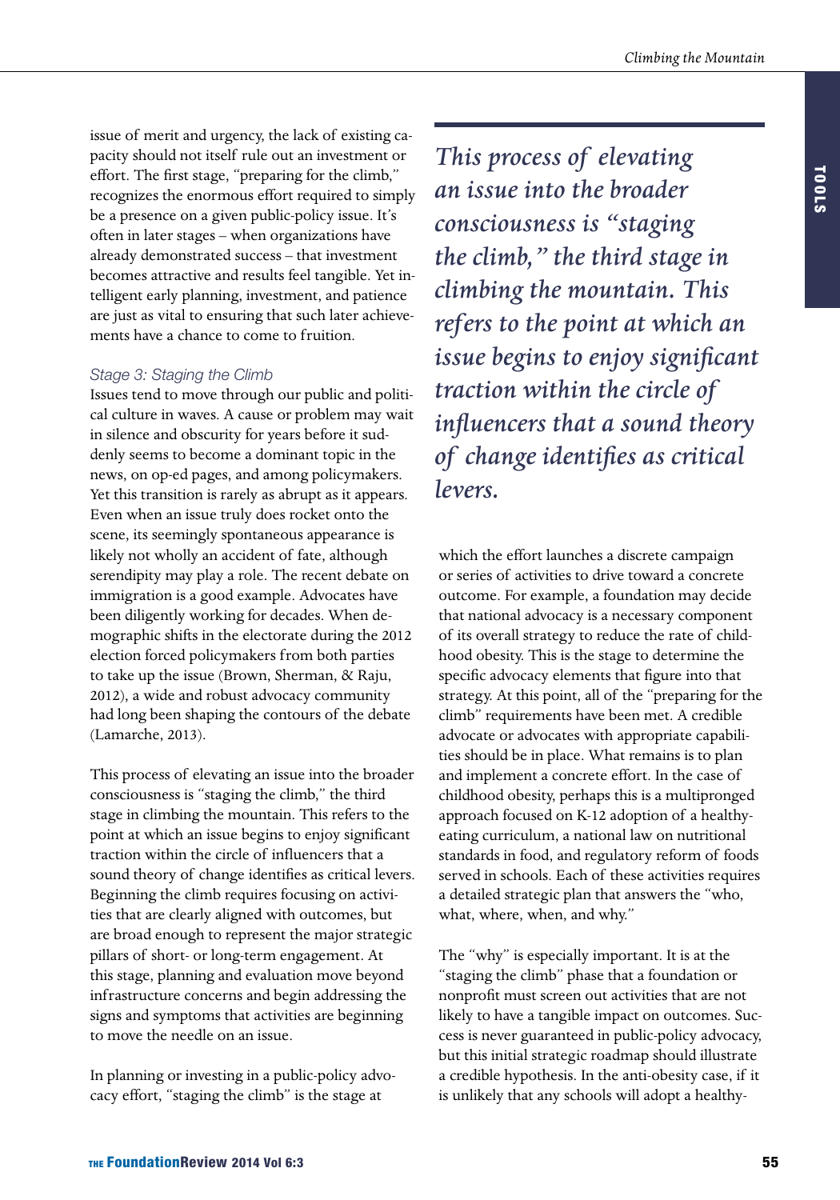issue of merit and urgency, the lack of existing capacity should not itself rule out an investment or effort. The first stage, "preparing for the climb," recognizes the enormous effort required to simply be a presence on a given public-policy issue. It's often in later stages – when organizations have already demonstrated success – that investment becomes attractive and results feel tangible. Yet intelligent early planning, investment, and patience are just as vital to ensuring that such later achievements have a chance to come to fruition.

### *Stage 3: Staging the Climb*

Issues tend to move through our public and political culture in waves. A cause or problem may wait in silence and obscurity for years before it suddenly seems to become a dominant topic in the news, on op-ed pages, and among policymakers. Yet this transition is rarely as abrupt as it appears. Even when an issue truly does rocket onto the scene, its seemingly spontaneous appearance is likely not wholly an accident of fate, although serendipity may play a role. The recent debate on immigration is a good example. Advocates have been diligently working for decades. When demographic shifts in the electorate during the 2012 election forced policymakers from both parties to take up the issue (Brown, Sherman, & Raju, 2012), a wide and robust advocacy community had long been shaping the contours of the debate (Lamarche, 2013).

This process of elevating an issue into the broader consciousness is "staging the climb," the third stage in climbing the mountain. This refers to the point at which an issue begins to enjoy significant traction within the circle of influencers that a sound theory of change identifies as critical levers. Beginning the climb requires focusing on activities that are clearly aligned with outcomes, but are broad enough to represent the major strategic pillars of short- or long-term engagement. At this stage, planning and evaluation move beyond infrastructure concerns and begin addressing the signs and symptoms that activities are beginning to move the needle on an issue.

In planning or investing in a public-policy advocacy effort, "staging the climb" is the stage at which the effort launches a discrete campaign or series of activities to drive toward a concrete outcome. For example, a foundation may decide that national advocacy is a necessary component of its overall strategy to reduce the rate of childhood obesity. This is the stage to determine the specific advocacy elements that figure into that strategy. At this point, all of the "preparing for the climb" requirements have been met. A credible advocate or advocates with appropriate capabilities should be in place. What remains is to plan and implement a concrete effort. In the case of childhood obesity, perhaps this is a multipronged approach focused on K-12 adoption of a healthy-eating curriculum, a national law on nutritional standards in food, and regulatory reform of foods served in schools. Each of these activities requires a detailed strategic plan that answers the "who, what, where, when, and why."

The "why" is especially important. It is at the "staging the climb" phase that a foundation or nonprofit must screen out activities that are not likely to have a tangible impact on outcomes. Success is never guaranteed in public-policy advocacy, but this initial strategic roadmap should illustrate a credible hypothesis. In the anti-obesity case, if it is unlikely that any schools will adopt a healthy-

> *This process of elevating an issue into the broader consciousness is "staging the climb," the third stage in climbing the mountain. This refers to the point at which an issue begins to enjoy significant traction within the circle of influencers that a sound theory of change identifies as critical levers.*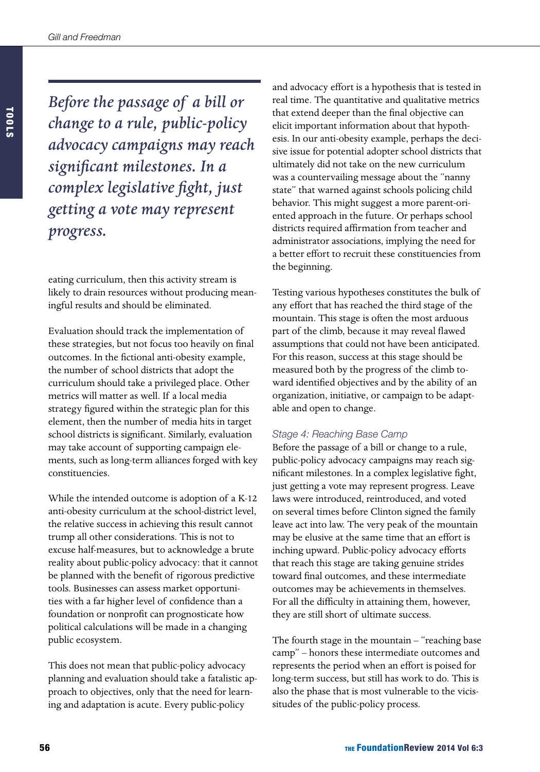*Before the passage of a bill or change to a rule, public-policy advocacy campaigns may reach significant milestones. In a complex legislative fight, just getting a vote may represent progress.*

eating curriculum, then this activity stream is likely to drain resources without producing meaningful results and should be eliminated.

Evaluation should track the implementation of these strategies, but not focus too heavily on final outcomes. In the fictional anti-obesity example, the number of school districts that adopt the curriculum should take a privileged place. Other metrics will matter as well. If a local media strategy figured within the strategic plan for this element, then the number of media hits in target school districts is significant. Similarly, evaluation may take account of supporting campaign elements, such as long-term alliances forged with key constituencies.

While the intended outcome is adoption of a K-12 anti-obesity curriculum at the school-district level, the relative success in achieving this result cannot trump all other considerations. This is not to excuse half-measures, but to acknowledge a brute reality about public-policy advocacy: that it cannot be planned with the benefit of rigorous predictive tools. Businesses can assess market opportunities with a far higher level of confidence than a foundation or nonprofit can prognosticate how political calculations will be made in a changing public ecosystem.

This does not mean that public-policy advocacy planning and evaluation should take a fatalistic approach to objectives, only that the need for learning and adaptation is acute. Every public-policy and advocacy effort is a hypothesis that is tested in real time. The quantitative and qualitative metrics that extend deeper than the final objective can elicit important information about that hypothesis. In our anti-obesity example, perhaps the decisive issue for potential adopter school districts that ultimately did not take on the new curriculum was a countervailing message about the "nanny state" that warned against schools policing child behavior. This might suggest a more parent-oriented approach in the future. Or perhaps school districts required affirmation from teacher and administrator associations, implying the need for a better effort to recruit these constituencies from the beginning.

Testing various hypotheses constitutes the bulk of any effort that has reached the third stage of the mountain. This stage is often the most arduous part of the climb, because it may reveal flawed assumptions that could not have been anticipated. For this reason, success at this stage should be measured both by the progress of the climb toward identified objectives and by the ability of an organization, initiative, or campaign to be adaptable and open to change.

### Stage 4: Reaching Base Camp

Before the passage of a bill or change to a rule, public-policy advocacy campaigns may reach significant milestones. In a complex legislative fight, just getting a vote may represent progress. Leave laws were introduced, reintroduced, and voted on several times before Clinton signed the family leave act into law. The very peak of the mountain may be elusive at the same time that an effort is inching upward. Public-policy advocacy efforts that reach this stage are taking genuine strides toward final outcomes, and these intermediate outcomes may be achievements in themselves. For all the difficulty in attaining them, however, they are still short of ultimate success.

The fourth stage in the mountain – "reaching base camp" – honors these intermediate outcomes and represents the period when an effort is poised for long-term success, but still has work to do. This is also the phase that is most vulnerable to the vicissitudes of the public-policy process.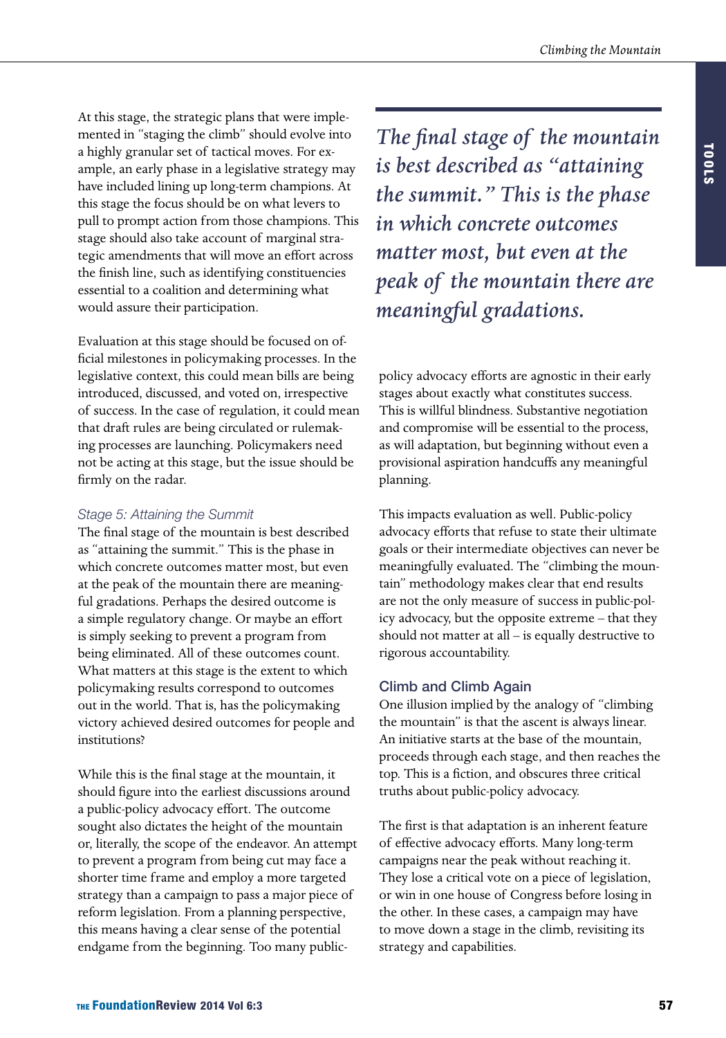At this stage, the strategic plans that were implemented in "staging the climb" should evolve into a highly granular set of tactical moves. For example, an early phase in a legislative strategy may have included lining up long-term champions. At this stage the focus should be on what levers to pull to prompt action from those champions. This stage should also take account of marginal strategic amendments that will move an effort across the finish line, such as identifying constituencies essential to a coalition and determining what would assure their participation.

Evaluation at this stage should be focused on official milestones in policymaking processes. In the legislative context, this could mean bills are being introduced, discussed, and voted on, irrespective of success. In the case of regulation, it could mean that draft rules are being circulated or rulemaking processes are launching. Policymakers need not be acting at this stage, but the issue should be firmly on the radar.

### *Stage 5: Attaining the Summit*

The final stage of the mountain is best described as "attaining the summit." This is the phase in which concrete outcomes matter most, but even at the peak of the mountain there are meaningful gradations. Perhaps the desired outcome is a simple regulatory change. Or maybe an effort is simply seeking to prevent a program from being eliminated. All of these outcomes count. What matters at this stage is the extent to which policymaking results correspond to outcomes out in the world. That is, has the policymaking victory achieved desired outcomes for people and institutions?

While this is the final stage at the mountain, it should figure into the earliest discussions around a public-policy advocacy effort. The outcome sought also dictates the height of the mountain or, literally, the scope of the endeavor. An attempt to prevent a program from being cut may face a shorter time frame and employ a more targeted strategy than a campaign to pass a major piece of reform legislation. From a planning perspective, this means having a clear sense of the potential endgame from the beginning. Too many public-policy advocacy efforts are agnostic in their early stages about exactly what constitutes success. This is willful blindness. Substantive negotiation and compromise will be essential to the process, as will adaptation, but beginning without even a provisional aspiration handcuffs any meaningful planning.

This impacts evaluation as well. Public-policy advocacy efforts that refuse to state their ultimate goals or their intermediate objectives can never be meaningfully evaluated. The "climbing the mountain" methodology makes clear that end results are not the only measure of success in public-policy advocacy, but the opposite extreme – that they should not matter at all – is equally destructive to rigorous accountability.

> *The final stage of the mountain is best described as "attaining the summit." This is the phase in which concrete outcomes matter most, but even at the peak of the mountain there are meaningful gradations.*

## Climb and Climb Again

One illusion implied by the analogy of "climbing the mountain" is that the ascent is always linear. An initiative starts at the base of the mountain, proceeds through each stage, and then reaches the top. This is a fiction, and obscures three critical truths about public-policy advocacy.

The first is that adaptation is an inherent feature of effective advocacy efforts. Many long-term campaigns near the peak without reaching it. They lose a critical vote on a piece of legislation, or win in one house of Congress before losing in the other. In these cases, a campaign may have to move down a stage in the climb, revisiting its strategy and capabilities.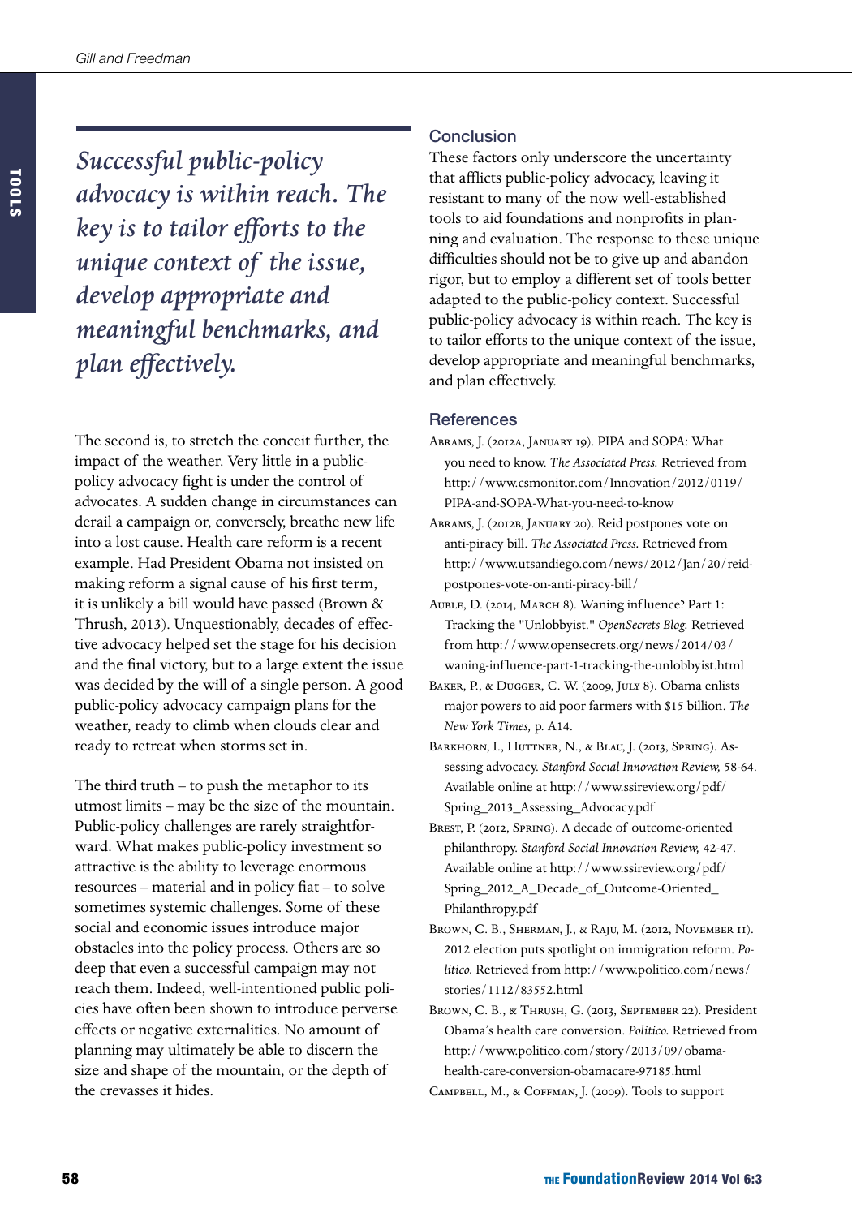*Successful public-policy advocacy is within reach. The key is to tailor efforts to the unique context of the issue, develop appropriate and meaningful benchmarks, and plan effectively.*

The second is, to stretch the conceit further, the impact of the weather. Very little in a public-policy advocacy fight is under the control of advocates. A sudden change in circumstances can derail a campaign or, conversely, breathe new life into a lost cause. Health care reform is a recent example. Had President Obama not insisted on making reform a signal cause of his first term, it is unlikely a bill would have passed (Brown & Thrush, 2013). Unquestionably, decades of effective advocacy helped set the stage for his decision and the final victory, but to a large extent the issue was decided by the will of a single person. A good public-policy advocacy campaign plans for the weather, ready to climb when clouds clear and ready to retreat when storms set in.

The third truth – to push the metaphor to its utmost limits – may be the size of the mountain. Public-policy challenges are rarely straightforward. What makes public-policy investment so attractive is the ability to leverage enormous resources – material and in policy fiat – to solve sometimes systemic challenges. Some of these social and economic issues introduce major obstacles into the policy process. Others are so deep that even a successful campaign may not reach them. Indeed, well-intentioned public policies have often been shown to introduce perverse effects or negative externalities. No amount of planning may ultimately be able to discern the size and shape of the mountain, or the depth of the crevasses it hides.

## Conclusion

These factors only underscore the uncertainty that afflicts public-policy advocacy, leaving it resistant to many of the now well-established tools to aid foundations and nonprofits in planning and evaluation. The response to these unique difficulties should not be to give up and abandon rigor, but to employ a different set of tools better adapted to the public-policy context. Successful public-policy advocacy is within reach. The key is to tailor efforts to the unique context of the issue, develop appropriate and meaningful benchmarks, and plan effectively.

## References

Abrams, J. (2012a, January 19). PIPA and SOPA: What you need to know. *The Associated Press.* Retrieved from http://www.csmonitor.com/Innovation/2012/0119/PIPA-and-SOPA-What-you-need-to-know

Abrams, J. (2012b, January 20). Reid postpones vote on anti-piracy bill. *The Associated Press.* Retrieved from http://www.utsandiego.com/news/2012/Jan/20/reid-postpones-vote-on-anti-piracy-bill/

Auble, D. (2014, March 8). Waning influence? Part 1: Tracking the "Unlobbyist." *OpenSecrets Blog.* Retrieved from http://www.opensecrets.org/news/2014/03/waning-influence-part-1-tracking-the-unlobbyist.html

Baker, P., & Dugger, C. W. (2009, July 8). Obama enlists major powers to aid poor farmers with $15 billion. *The New York Times,* p. A14.

Barkhorn, I., Huttner, N., & Blau, J. (2013, Spring). Assessing advocacy. *Stanford Social Innovation Review,* 58-64. Available online at http://www.ssireview.org/pdf/Spring_2013_Assessing_Advocacy.pdf

Brest, P. (2012, Spring). A decade of outcome-oriented philanthropy. *Stanford Social Innovation Review,* 42-47. Available online at http://www.ssireview.org/pdf/Spring_2012_A_Decade_of_Outcome-Oriented_Philanthropy.pdf

Brown, C. B., Sherman, J., & Raju, M. (2012, November 11). 2012 election puts spotlight on immigration reform. *Politico.* Retrieved from http://www.politico.com/news/stories/1112/83552.html

Brown, C. B., & Thrush, G. (2013, September 22). President Obama's health care conversion. *Politico.* Retrieved from http://www.politico.com/story/2013/09/obama-health-care-conversion-obamacare-97185.html

Campbell, M., & Coffman, J. (2009). Tools to support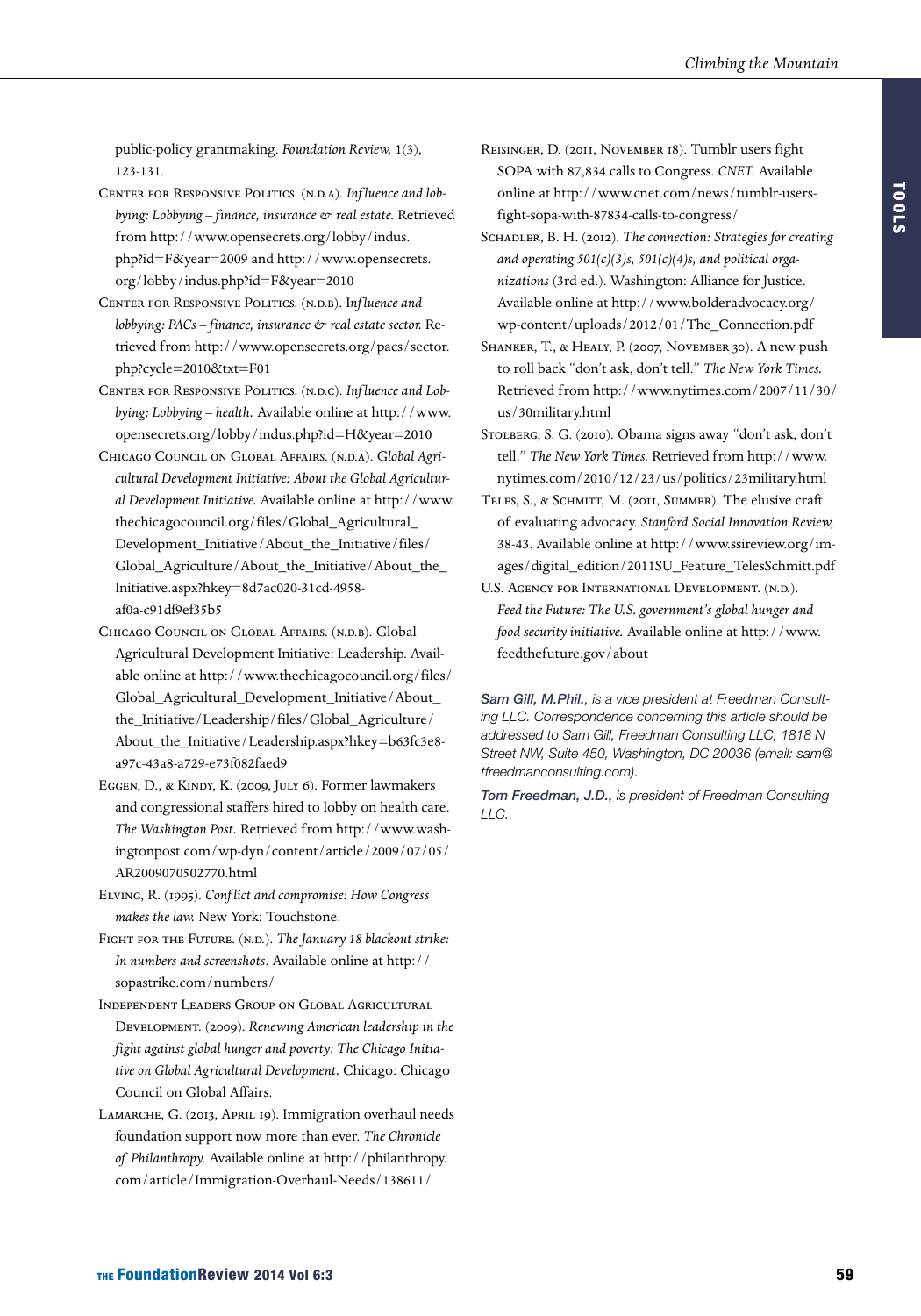public-policy grantmaking. *Foundation Review,* 1(3), 123-131.

Center for Responsive Politics. (n.d.a). *Influence and lobbying: Lobbying – finance, insurance & real estate.* Retrieved from http://www.opensecrets.org/lobby/indus.php?id=F&year=2009 and http://www.opensecrets.org/lobby/indus.php?id=F&year=2010

Center for Responsive Politics. (n.d.b). *Influence and lobbying: PACs – finance, insurance & real estate sector.* Retrieved from http://www.opensecrets.org/pacs/sector.php?cycle=2010&txt=F01

Center for Responsive Politics. (n.d.c). *Influence and Lobbying: Lobbying – health.* Available online at http://www.opensecrets.org/lobby/indus.php?id=H&year=2010

Chicago Council on Global Affairs. (n.d.a). *Global Agricultural Development Initiative: About the Global Agricultural Development Initiative.* Available online at http://www.thechicagocouncil.org/files/Global_Agricultural_Development_Initiative/About_the_Initiative/files/Global_Agriculture/About_the_Initiative/About_the_Initiative.aspx?hkey=8d7ac020-31cd-4958-af0a-c91df9ef35b5

Chicago Council on Global Affairs. (n.d.b). Global Agricultural Development Initiative: Leadership. Available online at http://www.thechicagocouncil.org/files/Global_Agricultural_Development_Initiative/About_the_Initiative/Leadership/files/Global_Agriculture/About_the_Initiative/Leadership.aspx?hkey=b63fc3e8-a97c-43a8-a729-e73f082faed9

Eggen, D., & Kindy, K. (2009, July 6). Former lawmakers and congressional staffers hired to lobby on health care. *The Washington Post*. Retrieved from http://www.washingtonpost.com/wp-dyn/content/article/2009/07/05/AR2009070502770.html

Elving, R. (1995). *Conflict and compromise: How Congress makes the law.* New York: Touchstone.

Fight for the Future. (n.d.). *The January 18 blackout strike: In numbers and screenshots*. Available online at http://sopastrike.com/numbers/

Independent Leaders Group on Global Agricultural Development. (2009). *Renewing American leadership in the fight against global hunger and poverty: The Chicago Initiative on Global Agricultural Development*. Chicago: Chicago Council on Global Affairs.

Lamarche, G. (2013, April 19). Immigration overhaul needs foundation support now more than ever. *The Chronicle of Philanthropy.* Available online at http://philanthropy.com/article/Immigration-Overhaul-Needs/138611/

Reisinger, D. (2011, November 18). Tumblr users fight SOPA with 87,834 calls to Congress. *CNET.* Available online at http://www.cnet.com/news/tumblr-users-fight-sopa-with-87834-calls-to-congress/

Schadler, B. H. (2012). *The connection: Strategies for creating and operating 501(c)(3)s, 501(c)(4)s, and political organizations* (3rd ed.). Washington: Alliance for Justice. Available online at http://www.bolderadvocacy.org/wp-content/uploads/2012/01/The_Connection.pdf

Shanker, T., & Healy, P. (2007, November 30). A new push to roll back "don't ask, don't tell." *The New York Times.* Retrieved from http://www.nytimes.com/2007/11/30/us/30military.html

Stolberg, S. G. (2010). Obama signs away "don't ask, don't tell." *The New York Times.* Retrieved from http://www.nytimes.com/2010/12/23/us/politics/23military.html

Teles, S., & Schmitt, M. (2011, Summer). The elusive craft of evaluating advocacy. *Stanford Social Innovation Review,* 38-43. Available online at http://www.ssireview.org/images/digital_edition/2011SU_Feature_TelesSchmitt.pdf

U.S. Agency for International Development. (n.d.). *Feed the Future: The U.S. government's global hunger and food security initiative.* Available online at http://www.feedthefuture.gov/about

***Sam Gill, M.Phil.,*** *is a vice president at Freedman Consulting LLC. Correspondence concerning this article should be addressed to Sam Gill, Freedman Consulting LLC, 1818 N Street NW, Suite 450, Washington, DC 20036 (email: sam@tfreedmanconsulting.com).*

***Tom Freedman, J.D.,*** *is president of Freedman Consulting LLC.*